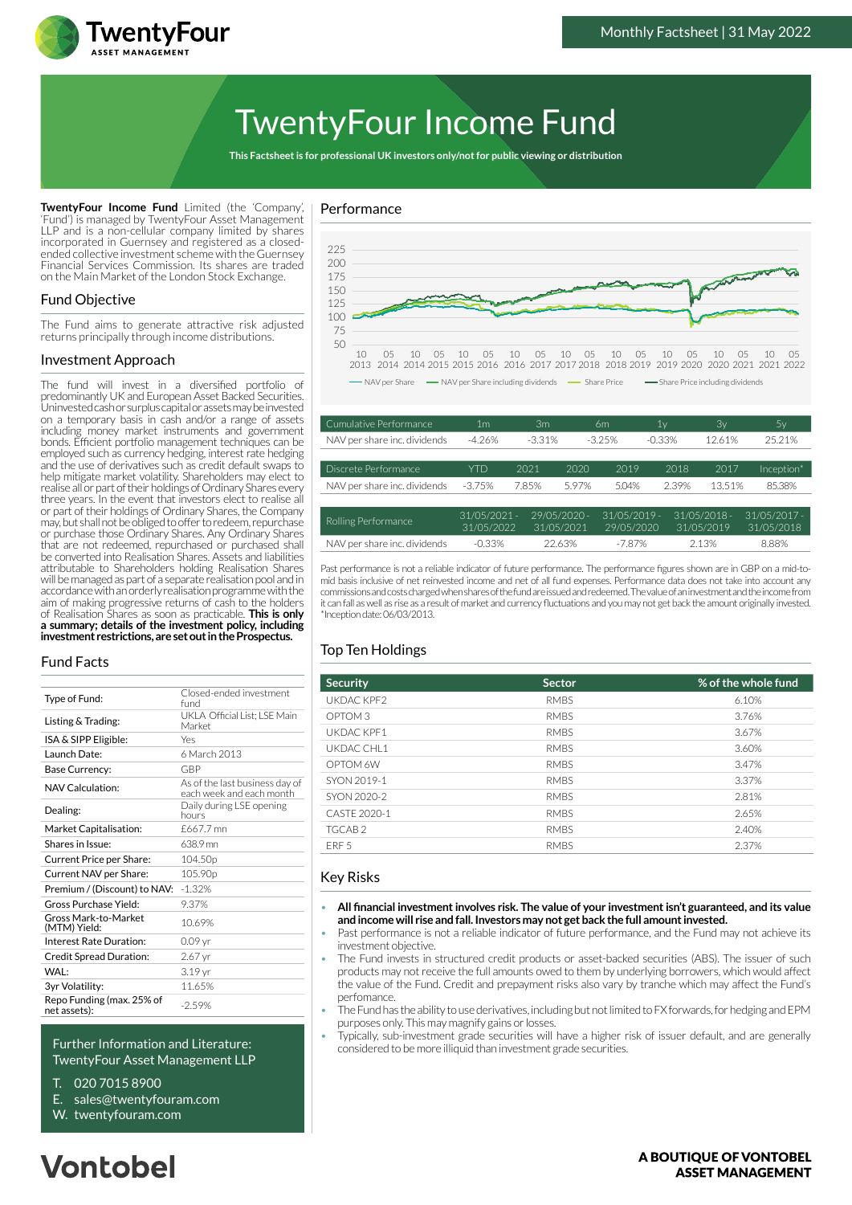Monthly Factsheet | 31 May 2022

# TwentyFour Income Fund

**This Factsheet is for professional UK investors only/not for public viewing or distribution**

**TwentyFour Income Fund** Limited (the 'Company', 'Fund') is managed by TwentyFour Asset Management LLP and is a non-cellular company limited by shares incorporated in Guernsey and registered as a closed-ended collective investment scheme with the Guernsey Financial Services Commission. Its shares are traded on the Main Market of the London Stock Exchange.

## Fund Objective

The Fund aims to generate attractive risk adjusted returns principally through income distributions.

## Investment Approach

The fund will invest in a diversified portfolio of predominantly UK and European Asset Backed Securities. Uninvested cash or surplus capital or assets may be invested on a temporary basis in cash and/or a range of assets including money market instruments and government bonds. Efficient portfolio management techniques can be employed such as currency hedging, interest rate hedging and the use of derivatives such as credit default swaps to help mitigate market volatility. Shareholders may elect to realise all or part of their holdings of Ordinary Shares every three years. In the event that investors elect to realise all or part of their holdings of Ordinary Shares, the Company may, but shall not be obliged to offer to redeem, repurchase or purchase those Ordinary Shares. Any Ordinary Shares that are not redeemed, repurchased or purchased shall be converted into Realisation Shares. Assets and liabilities attributable to Shareholders holding Realisation Shares will be managed as part of a separate realisation pool and in accordance with an orderly realisation programme with the aim of making progressive returns of cash to the holders of Realisation Shares as soon as practicable. **This is only a summary; details of the investment policy, including investment restrictions, are set out in the Prospectus.**

## Fund Facts

| | |
|---|---|
| Type of Fund: | Closed-ended investment fund |
| Listing & Trading: | UKLA Official List; LSE Main Market |
| ISA & SIPP Eligible: | Yes |
| Launch Date: | 6 March 2013 |
| Base Currency: | GBP |
| NAV Calculation: | As of the last business day of each week and each month |
| Dealing: | Daily during LSE opening hours |
| Market Capitalisation: | £667.7 mn |
| Shares in Issue: | 638.9 mn |
| Current Price per Share: | 104.50p |
| Current NAV per Share: | 105.90p |
| Premium / (Discount) to NAV: | -1.32% |
| Gross Purchase Yield: | 9.37% |
| Gross Mark-to-Market (MTM) Yield: | 10.69% |
| Interest Rate Duration: | 0.09 yr |
| Credit Spread Duration: | 2.67 yr |
| WAL: | 3.19 yr |
| 3yr Volatility: | 11.65% |
| Repo Funding (max. 25% of net assets): | -2.59% |

Further Information and Literature:
TwentyFour Asset Management LLP

T. 020 7015 8900
E. sales@twentyfouram.com
W. twentyfouram.com

## Performance

Legend: NAV per Share — NAV per Share including dividends — Share Price — Share Price including dividends

| Cumulative Performance | 1m | 3m | 6m | 1y | 3y | 5y |
|---|---|---|---|---|---|---|
| NAV per share inc. dividends | -4.26% | -3.31% | -3.25% | -0.33% | 12.61% | 25.21% |

| Discrete Performance | YTD | 2021 | 2020 | 2019 | 2018 | 2017 | Inception* |
|---|---|---|---|---|---|---|---|
| NAV per share inc. dividends | -3.75% | 7.85% | 5.97% | 5.04% | 2.39% | 13.51% | 85.38% |

| Rolling Performance | 31/05/2021 - 31/05/2022 | 29/05/2020 - 31/05/2021 | 31/05/2019 - 29/05/2020 | 31/05/2018 - 31/05/2019 | 31/05/2017 - 31/05/2018 |
|---|---|---|---|---|---|
| NAV per share inc. dividends | -0.33% | 22.63% | -7.87% | 2.13% | 8.88% |

Past performance is not a reliable indicator of future performance. The performance figures shown are in GBP on a mid-to-mid basis inclusive of net reinvested income and net of all fund expenses. Performance data does not take into account any commissions and costs charged when shares of the fund are issued and redeemed. The value of an investment and the income from it can fall as well as rise as a result of market and currency fluctuations and you may not get back the amount originally invested. *Inception date: 06/03/2013.

## Top Ten Holdings

| Security | Sector | % of the whole fund |
|---|---|---|
| UKDAC KPF2 | RMBS | 6.10% |
| OPTOM 3 | RMBS | 3.76% |
| UKDAC KPF1 | RMBS | 3.67% |
| UKDAC CHL1 | RMBS | 3.60% |
| OPTOM 6W | RMBS | 3.47% |
| SYON 2019-1 | RMBS | 3.37% |
| SYON 2020-2 | RMBS | 2.81% |
| CASTE 2020-1 | RMBS | 2.65% |
| TGCAB 2 | RMBS | 2.40% |
| ERF 5 | RMBS | 2.37% |

## Key Risks

- **All financial investment involves risk. The value of your investment isn't guaranteed, and its value and income will rise and fall. Investors may not get back the full amount invested.**
- Past performance is not a reliable indicator of future performance, and the Fund may not achieve its investment objective.
- The Fund invests in structured credit products or asset-backed securities (ABS). The issuer of such products may not receive the full amounts owed to them by underlying borrowers, which would affect the value of the Fund. Credit and prepayment risks also vary by tranche which may affect the Fund's perfomance.
- The Fund has the ability to use derivatives, including but not limited to FX forwards, for hedging and EPM purposes only. This may magnify gains or losses.
- Typically, sub-investment grade securities will have a higher risk of issuer default, and are generally considered to be more illiquid than investment grade securities.

Vontobel

**A BOUTIQUE OF VONTOBEL ASSET MANAGEMENT**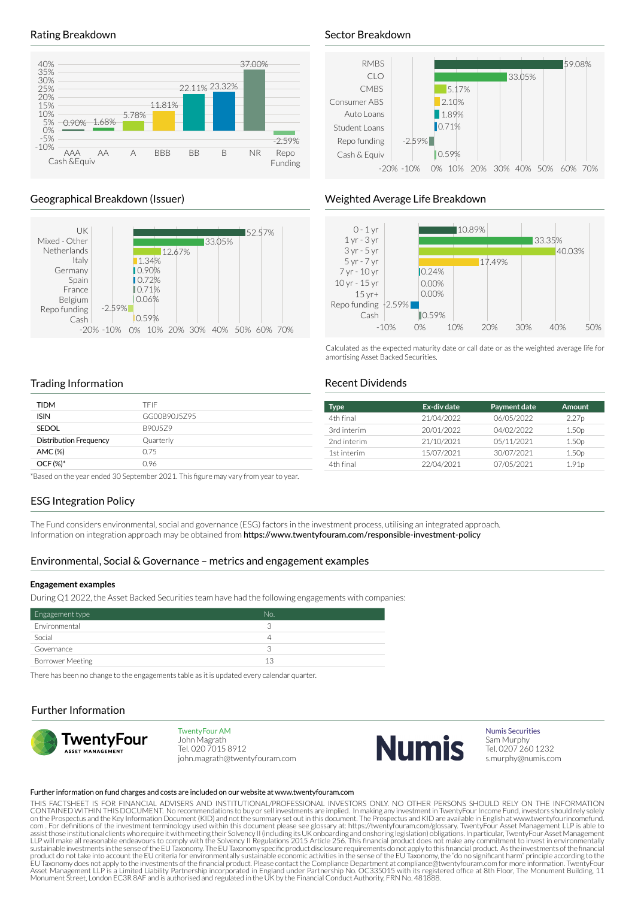## Rating Breakdown

40%
35%
30%
25%
20%
15%
10%
5%
0%
-5%
-10%

0.90% 1.68% 5.78% 11.81% 22.11% 23.32% 37.00% -2.59%

AAA Cash &Equiv, AA, A, BBB, BB, B, NR, Repo Funding

## Sector Breakdown

RMBS 59.08%
CLO 33.05%
CMBS 5.17%
Consumer ABS 2.10%
Auto Loans 1.89%
Student Loans 0.71%
Repo funding -2.59%
Cash & Equiv 0.59%

-20% -10% 0% 10% 20% 30% 40% 50% 60% 70%

## Geographical Breakdown (Issuer)

UK 52.57%
Mixed - Other 33.05%
Netherlands 12.67%
Italy 1.34%
Germany 0.90%
Spain 0.72%
France 0.71%
Belgium 0.06%
Repo funding -2.59%
Cash 0.59%

-20% -10% 0% 10% 20% 30% 40% 50% 60% 70%

## Weighted Average Life Breakdown

0 - 1 yr 10.89%
1 yr - 3 yr 33.35%
3 yr - 5 yr 40.03%
5 yr - 7 yr 17.49%
7 yr - 10 yr 0.24%
10 yr - 15 yr 0.00%
15 yr+ 0.00%
Repo funding -2.59%
Cash 0.59%

-10% 0% 10% 20% 30% 40% 50%

Calculated as the expected maturity date or call date or as the weighted average life for amortising Asset Backed Securities.

## Trading Information

| | |
|---|---|
| TIDM | TFIF |
| ISIN | GG00B90J5Z95 |
| SEDOL | B90J5Z9 |
| Distribution Frequency | Quarterly |
| AMC (%) | 0.75 |
| OCF (%)* | 0.96 |

*Based on the year ended 30 September 2021. This figure may vary from year to year.

## Recent Dividends

| Type | Ex-div date | Payment date | Amount |
|---|---|---|---|
| 4th final | 21/04/2022 | 06/05/2022 | 2.27p |
| 3rd interim | 20/01/2022 | 04/02/2022 | 1.50p |
| 2nd interim | 21/10/2021 | 05/11/2021 | 1.50p |
| 1st interim | 15/07/2021 | 30/07/2021 | 1.50p |
| 4th final | 22/04/2021 | 07/05/2021 | 1.91p |

## ESG Integration Policy

The Fund considers environmental, social and governance (ESG) factors in the investment process, utilising an integrated approach. Information on integration approach may be obtained from **https://www.twentyfouram.com/responsible-investment-policy**

## Environmental, Social & Governance – metrics and engagement examples

**Engagement examples**

During Q1 2022, the Asset Backed Securities team have had the following engagements with companies:

| Engagement type | No. |
|---|---|
| Environmental | 3 |
| Social | 4 |
| Governance | 3 |
| Borrower Meeting | 13 |

There has been no change to the engagements table as it is updated every calendar quarter.

## Further Information

TwentyFour ASSET MANAGEMENT

TwentyFour AM
John Magrath
Tel. 020 7015 8912
john.magrath@twentyfouram.com

Numis

Numis Securities
Sam Murphy
Tel. 0207 260 1232
s.murphy@numis.com

**Further information on fund charges and costs are included on our website at www.twentyfouram.com**

THIS FACTSHEET IS FOR FINANCIAL ADVISERS AND INSTITUTIONAL/PROFESSIONAL INVESTORS ONLY. NO OTHER PERSONS SHOULD RELY ON THE INFORMATION CONTAINED WITHIN THIS DOCUMENT. No recommendations to buy or sell investments are implied. In making any investment in TwentyFour Income Fund, investors should rely solely on the Prospectus and the Key Information Document (KID) and not the summary set out in this document. The Prospectus and KID are available in English at www.twentyfourincomefund.com . For definitions of the investment terminology used within this document please see glossary at: https://twentyfouram.com/glossary. TwentyFour Asset Management LLP is able to assist those institutional clients who require it with meeting their Solvency II (including its UK onboarding and onshoring legislation) obligations. In particular, TwentyFour Asset Management LLP will make all reasonable endeavours to comply with the Solvency II Regulations 2015 Article 256. This financial product does not make any commitment to invest in environmentally sustainable investments in the sense of the EU Taxonomy. The EU Taxonomy specific product disclosure requirements do not apply to this financial product. As the investments of the financial product do not take into account the EU criteria for environmentally sustainable economic activities in the sense of the EU Taxonomy, the "do no significant harm" principle according to the EU Taxonomy does not apply to the investments of the financial product. Please contact the Compliance Department at compliance@twentyfouram.com for more information. TwentyFour Asset Management LLP is a Limited Liability Partnership incorporated in England under Partnership No. OC335015 with its registered office at 8th Floor, The Monument Building, 11 Monument Street, London EC3R 8AF and is authorised and regulated in the UK by the Financial Conduct Authority, FRN No. 481888.